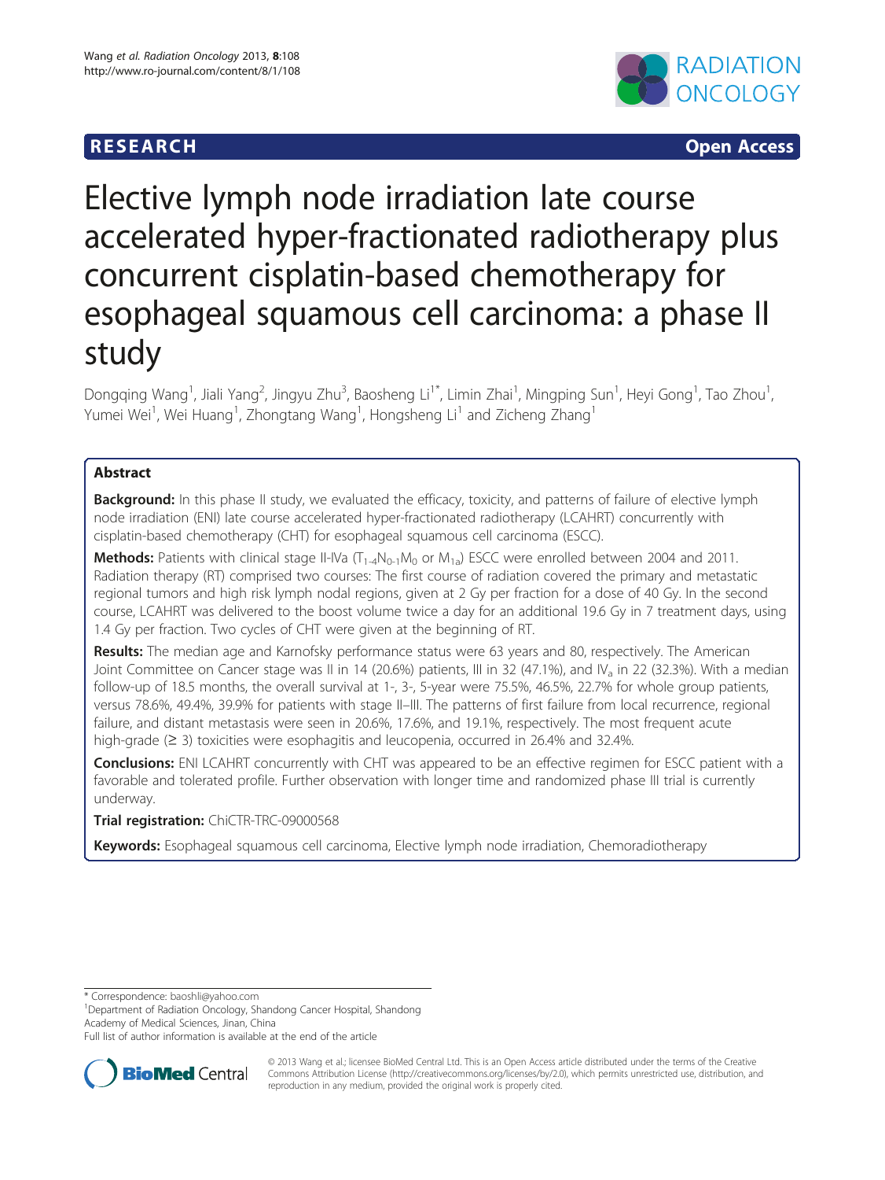RESEARCH Open Access

# Elective lymph node irradiation late course accelerated hyper-fractionated radiotherapy plus concurrent cisplatin-based chemotherapy for esophageal squamous cell carcinoma: a phase II study

Dongqing Wang[1], Jiali Yang[2], Jingyu Zhu[3], Baosheng Li[1*], Limin Zhai[1], Mingping Sun[1], Heyi Gong[1], Tao Zhou[1], Yumei Wei[1], Wei Huang[1], Zhongtang Wang[1], Hongsheng Li[1] and Zicheng Zhang[1]

## Abstract

**Background:** In this phase II study, we evaluated the efficacy, toxicity, and patterns of failure of elective lymph node irradiation (ENI) late course accelerated hyper-fractionated radiotherapy (LCAHRT) concurrently with cisplatin-based chemotherapy (CHT) for esophageal squamous cell carcinoma (ESCC).

**Methods:** Patients with clinical stage II-IVa ($T_{1\text{-}4}N_{0\text{-}1}M_0$ or $M_{1a}$) ESCC were enrolled between 2004 and 2011. Radiation therapy (RT) comprised two courses: The first course of radiation covered the primary and metastatic regional tumors and high risk lymph nodal regions, given at 2 Gy per fraction for a dose of 40 Gy. In the second course, LCAHRT was delivered to the boost volume twice a day for an additional 19.6 Gy in 7 treatment days, using 1.4 Gy per fraction. Two cycles of CHT were given at the beginning of RT.

**Results:** The median age and Karnofsky performance status were 63 years and 80, respectively. The American Joint Committee on Cancer stage was II in 14 (20.6%) patients, III in 32 (47.1%), and $IV_a$ in 22 (32.3%). With a median follow-up of 18.5 months, the overall survival at 1-, 3-, 5-year were 75.5%, 46.5%, 22.7% for whole group patients, versus 78.6%, 49.4%, 39.9% for patients with stage II–III. The patterns of first failure from local recurrence, regional failure, and distant metastasis were seen in 20.6%, 17.6%, and 19.1%, respectively. The most frequent acute high-grade (≥ 3) toxicities were esophagitis and leucopenia, occurred in 26.4% and 32.4%.

**Conclusions:** ENI LCAHRT concurrently with CHT was appeared to be an effective regimen for ESCC patient with a favorable and tolerated profile. Further observation with longer time and randomized phase III trial is currently underway.

**Trial registration:** ChiCTR-TRC-09000568

**Keywords:** Esophageal squamous cell carcinoma, Elective lymph node irradiation, Chemoradiotherapy

* Correspondence: baoshli@yahoo.com
[1]Department of Radiation Oncology, Shandong Cancer Hospital, Shandong Academy of Medical Sciences, Jinan, China
Full list of author information is available at the end of the article

© 2013 Wang et al.; licensee BioMed Central Ltd. This is an Open Access article distributed under the terms of the Creative Commons Attribution License (http://creativecommons.org/licenses/by/2.0), which permits unrestricted use, distribution, and reproduction in any medium, provided the original work is properly cited.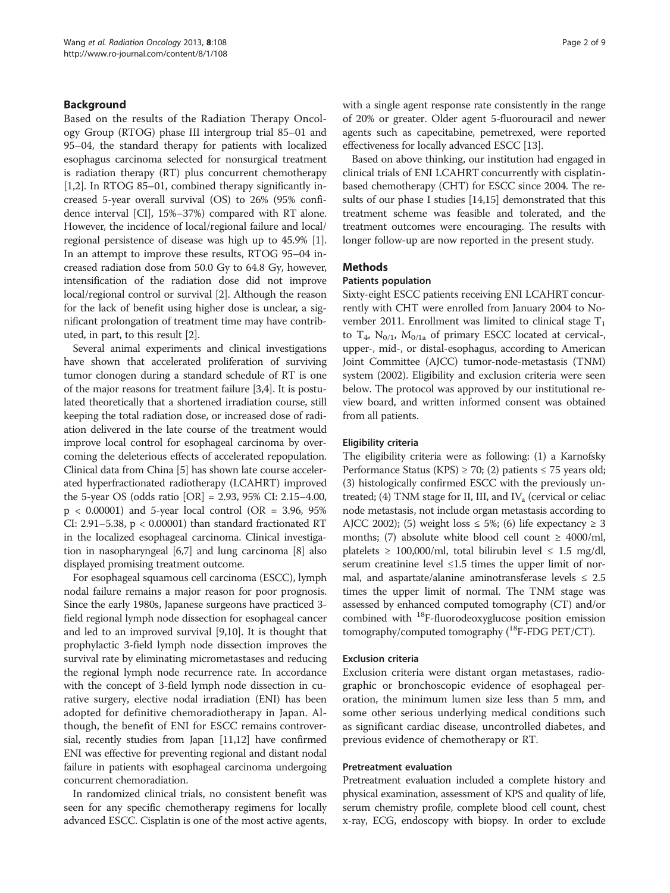## Background

Based on the results of the Radiation Therapy Oncology Group (RTOG) phase III intergroup trial 85–01 and 95–04, the standard therapy for patients with localized esophagus carcinoma selected for nonsurgical treatment is radiation therapy (RT) plus concurrent chemotherapy [1,2]. In RTOG 85–01, combined therapy significantly increased 5-year overall survival (OS) to 26% (95% confidence interval [CI], 15%–37%) compared with RT alone. However, the incidence of local/regional failure and local/regional persistence of disease was high up to 45.9% [1]. In an attempt to improve these results, RTOG 95–04 increased radiation dose from 50.0 Gy to 64.8 Gy, however, intensification of the radiation dose did not improve local/regional control or survival [2]. Although the reason for the lack of benefit using higher dose is unclear, a significant prolongation of treatment time may have contributed, in part, to this result [2].

Several animal experiments and clinical investigations have shown that accelerated proliferation of surviving tumor clonogen during a standard schedule of RT is one of the major reasons for treatment failure [3,4]. It is postulated theoretically that a shortened irradiation course, still keeping the total radiation dose, or increased dose of radiation delivered in the late course of the treatment would improve local control for esophageal carcinoma by overcoming the deleterious effects of accelerated repopulation. Clinical data from China [5] has shown late course accelerated hyperfractionated radiotherapy (LCAHRT) improved the 5-year OS (odds ratio [OR] = 2.93, 95% CI: 2.15–4.00, $p < 0.00001$) and 5-year local control (OR = 3.96, 95% CI: 2.91–5.38, $p < 0.00001$) than standard fractionated RT in the localized esophageal carcinoma. Clinical investigation in nasopharyngeal [6,7] and lung carcinoma [8] also displayed promising treatment outcome.

For esophageal squamous cell carcinoma (ESCC), lymph nodal failure remains a major reason for poor prognosis. Since the early 1980s, Japanese surgeons have practiced 3-field regional lymph node dissection for esophageal cancer and led to an improved survival [9,10]. It is thought that prophylactic 3-field lymph node dissection improves the survival rate by eliminating micrometastases and reducing the regional lymph node recurrence rate. In accordance with the concept of 3-field lymph node dissection in curative surgery, elective nodal irradiation (ENI) has been adopted for definitive chemoradiotherapy in Japan. Although, the benefit of ENI for ESCC remains controversial, recently studies from Japan [11,12] have confirmed ENI was effective for preventing regional and distant nodal failure in patients with esophageal carcinoma undergoing concurrent chemoradiation.

In randomized clinical trials, no consistent benefit was seen for any specific chemotherapy regimens for locally advanced ESCC. Cisplatin is one of the most active agents, with a single agent response rate consistently in the range of 20% or greater. Older agent 5-fluorouracil and newer agents such as capecitabine, pemetrexed, were reported effectiveness for locally advanced ESCC [13].

Based on above thinking, our institution had engaged in clinical trials of ENI LCAHRT concurrently with cisplatin-based chemotherapy (CHT) for ESCC since 2004. The results of our phase I studies [14,15] demonstrated that this treatment scheme was feasible and tolerated, and the treatment outcomes were encouraging. The results with longer follow-up are now reported in the present study.

## Methods

### Patients population

Sixty-eight ESCC patients receiving ENI LCAHRT concurrently with CHT were enrolled from January 2004 to November 2011. Enrollment was limited to clinical stage $T_1$ to $T_4$, $N_{0/1}$, $M_{0/1a}$ of primary ESCC located at cervical-, upper-, mid-, or distal-esophagus, according to American Joint Committee (AJCC) tumor-node-metastasis (TNM) system (2002). Eligibility and exclusion criteria were seen below. The protocol was approved by our institutional review board, and written informed consent was obtained from all patients.

#### Eligibility criteria

The eligibility criteria were as following: (1) a Karnofsky Performance Status (KPS) ≥ 70; (2) patients ≤ 75 years old; (3) histologically confirmed ESCC with the previously untreated; (4) TNM stage for II, III, and $IV_a$ (cervical or celiac node metastasis, not include organ metastasis according to AJCC 2002); (5) weight loss ≤ 5%; (6) life expectancy ≥ 3 months; (7) absolute white blood cell count ≥ 4000/ml, platelets ≥ 100,000/ml, total bilirubin level ≤ 1.5 mg/dl, serum creatinine level ≤1.5 times the upper limit of normal, and aspartate/alanine aminotransferase levels ≤ 2.5 times the upper limit of normal. The TNM stage was assessed by enhanced computed tomography (CT) and/or combined with $^{18}$F-fluorodeoxyglucose position emission tomography/computed tomography ($^{18}$F-FDG PET/CT).

#### Exclusion criteria

Exclusion criteria were distant organ metastases, radiographic or bronchoscopic evidence of esophageal perforation, the minimum lumen size less than 5 mm, and some other serious underlying medical conditions such as significant cardiac disease, uncontrolled diabetes, and previous evidence of chemotherapy or RT.

#### Pretreatment evaluation

Pretreatment evaluation included a complete history and physical examination, assessment of KPS and quality of life, serum chemistry profile, complete blood cell count, chest x-ray, ECG, endoscopy with biopsy. In order to exclude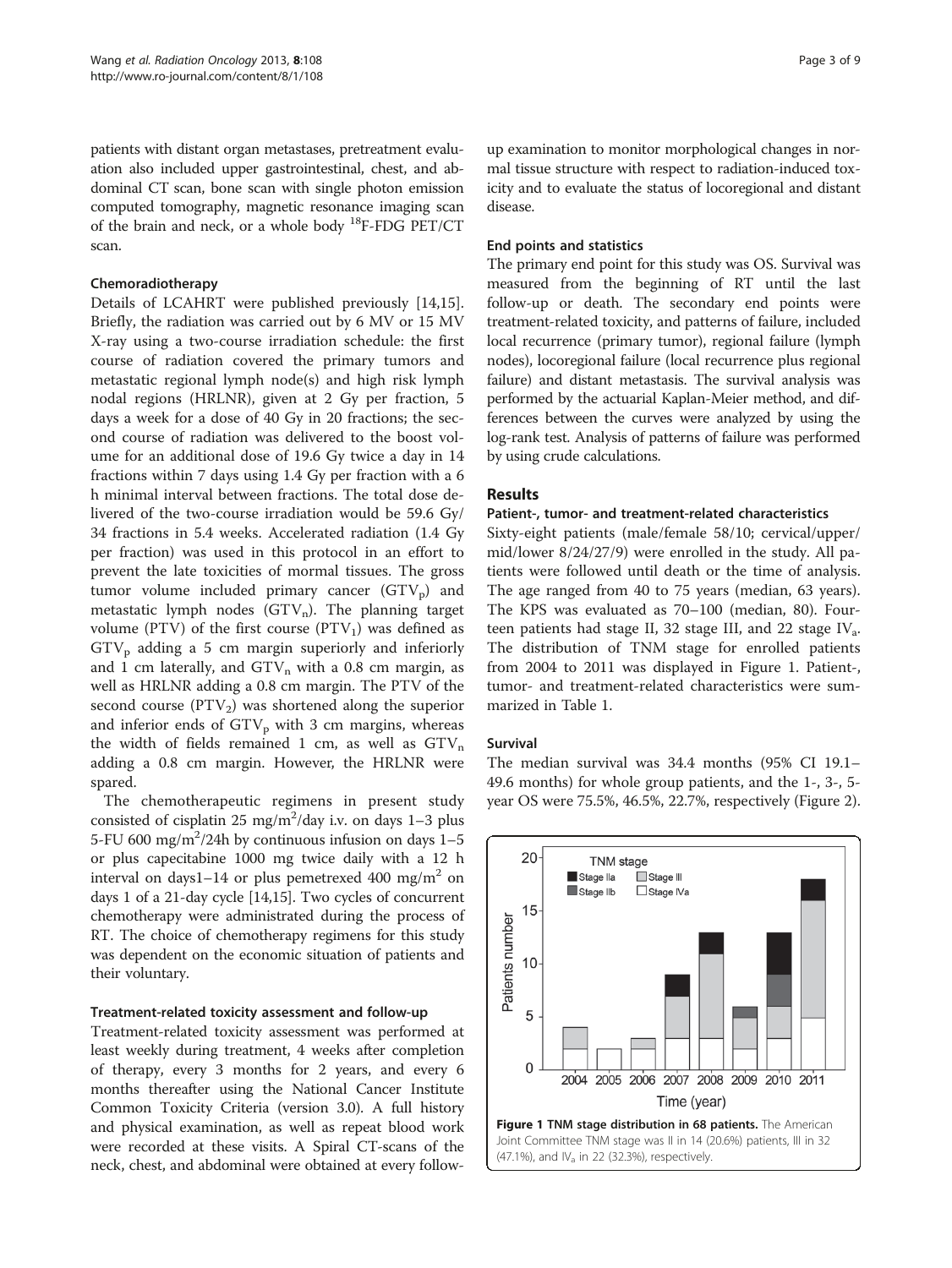patients with distant organ metastases, pretreatment evaluation also included upper gastrointestinal, chest, and abdominal CT scan, bone scan with single photon emission computed tomography, magnetic resonance imaging scan of the brain and neck, or a whole body $^{18}$F-FDG PET/CT scan.

### Chemoradiotherapy

Details of LCAHRT were published previously [14,15]. Briefly, the radiation was carried out by 6 MV or 15 MV X-ray using a two-course irradiation schedule: the first course of radiation covered the primary tumors and metastatic regional lymph node(s) and high risk lymph nodal regions (HRLNR), given at 2 Gy per fraction, 5 days a week for a dose of 40 Gy in 20 fractions; the second course of radiation was delivered to the boost volume for an additional dose of 19.6 Gy twice a day in 14 fractions within 7 days using 1.4 Gy per fraction with a 6 h minimal interval between fractions. The total dose delivered of the two-course irradiation would be 59.6 Gy/34 fractions in 5.4 weeks. Accelerated radiation (1.4 Gy per fraction) was used in this protocol in an effort to prevent the late toxicities of mormal tissues. The gross tumor volume included primary cancer ($GTV_p$) and metastatic lymph nodes ($GTV_n$). The planning target volume (PTV) of the first course ($PTV_1$) was defined as $GTV_p$ adding a 5 cm margin superiorly and inferiorly and 1 cm laterally, and $GTV_n$ with a 0.8 cm margin, as well as HRLNR adding a 0.8 cm margin. The PTV of the second course ($PTV_2$) was shortened along the superior and inferior ends of $GTV_p$ with 3 cm margins, whereas the width of fields remained 1 cm, as well as $GTV_n$ adding a 0.8 cm margin. However, the HRLNR were spared.

The chemotherapeutic regimens in present study consisted of cisplatin 25 mg/m$^2$/day i.v. on days 1–3 plus 5-FU 600 mg/m$^2$/24h by continuous infusion on days 1–5 or plus capecitabine 1000 mg twice daily with a 12 h interval on days1–14 or plus pemetrexed 400 mg/m$^2$ on days 1 of a 21-day cycle [14,15]. Two cycles of concurrent chemotherapy were administrated during the process of RT. The choice of chemotherapy regimens for this study was dependent on the economic situation of patients and their voluntary.

### Treatment-related toxicity assessment and follow-up

Treatment-related toxicity assessment was performed at least weekly during treatment, 4 weeks after completion of therapy, every 3 months for 2 years, and every 6 months thereafter using the National Cancer Institute Common Toxicity Criteria (version 3.0). A full history and physical examination, as well as repeat blood work were recorded at these visits. A Spiral CT-scans of the neck, chest, and abdominal were obtained at every follow-up examination to monitor morphological changes in normal tissue structure with respect to radiation-induced toxicity and to evaluate the status of locoregional and distant disease.

### End points and statistics

The primary end point for this study was OS. Survival was measured from the beginning of RT until the last follow-up or death. The secondary end points were treatment-related toxicity, and patterns of failure, included local recurrence (primary tumor), regional failure (lymph nodes), locoregional failure (local recurrence plus regional failure) and distant metastasis. The survival analysis was performed by the actuarial Kaplan-Meier method, and differences between the curves were analyzed by using the log-rank test. Analysis of patterns of failure was performed by using crude calculations.

## Results

### Patient-, tumor- and treatment-related characteristics

Sixty-eight patients (male/female 58/10; cervical/upper/mid/lower 8/24/27/9) were enrolled in the study. All patients were followed until death or the time of analysis. The age ranged from 40 to 75 years (median, 63 years). The KPS was evaluated as 70–100 (median, 80). Fourteen patients had stage II, 32 stage III, and 22 stage $IV_a$. The distribution of TNM stage for enrolled patients from 2004 to 2011 was displayed in Figure 1. Patient-, tumor- and treatment-related characteristics were summarized in Table 1.

### Survival

The median survival was 34.4 months (95% CI 19.1–49.6 months) for whole group patients, and the 1-, 3-, 5-year OS were 75.5%, 46.5%, 22.7%, respectively (Figure 2).

**Figure 1 TNM stage distribution in 68 patients.** The American Joint Committee TNM stage was II in 14 (20.6%) patients, III in 32 (47.1%), and $IV_a$ in 22 (32.3%), respectively.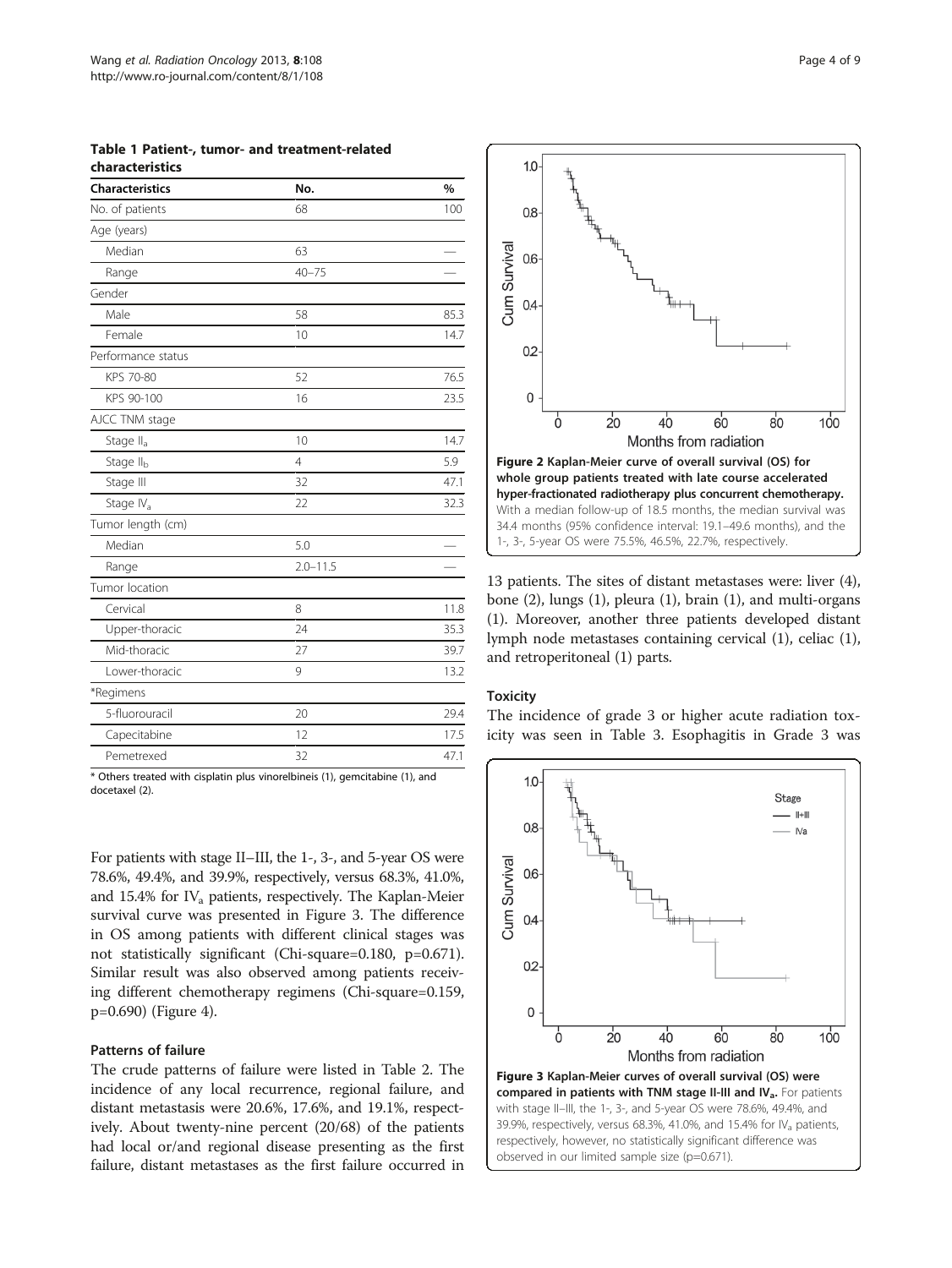**Table 1 Patient-, tumor- and treatment-related characteristics**

| Characteristics | No. | % |
|---|---|---|
| No. of patients | 68 | 100 |
| Age (years) | | |
| Median | 63 | — |
| Range | 40–75 | — |
| Gender | | |
| Male | 58 | 85.3 |
| Female | 10 | 14.7 |
| Performance status | | |
| KPS 70-80 | 52 | 76.5 |
| KPS 90-100 | 16 | 23.5 |
| AJCC TNM stage | | |
| Stage $II_a$ | 10 | 14.7 |
| Stage $II_b$ | 4 | 5.9 |
| Stage III | 32 | 47.1 |
| Stage $IV_a$ | 22 | 32.3 |
| Tumor length (cm) | | |
| Median | 5.0 | — |
| Range | 2.0–11.5 | — |
| Tumor location | | |
| Cervical | 8 | 11.8 |
| Upper-thoracic | 24 | 35.3 |
| Mid-thoracic | 27 | 39.7 |
| Lower-thoracic | 9 | 13.2 |
| *Regimens | | |
| 5-fluorouracil | 20 | 29.4 |
| Capecitabine | 12 | 17.5 |
| Pemetrexed | 32 | 47.1 |

* Others treated with cisplatin plus vinorelbineis (1), gemcitabine (1), and docetaxel (2).

For patients with stage II–III, the 1-, 3-, and 5-year OS were 78.6%, 49.4%, and 39.9%, respectively, versus 68.3%, 41.0%, and 15.4% for $IV_a$ patients, respectively. The Kaplan-Meier survival curve was presented in Figure 3. The difference in OS among patients with different clinical stages was not statistically significant (Chi-square=0.180, p=0.671). Similar result was also observed among patients receiving different chemotherapy regimens (Chi-square=0.159, p=0.690) (Figure 4).

### Patterns of failure

The crude patterns of failure were listed in Table 2. The incidence of any local recurrence, regional failure, and distant metastasis were 20.6%, 17.6%, and 19.1%, respectively. About twenty-nine percent (20/68) of the patients had local or/and regional disease presenting as the first failure, distant metastases as the first failure occurred in 13 patients. The sites of distant metastases were: liver (4), bone (2), lungs (1), pleura (1), brain (1), and multi-organs (1). Moreover, another three patients developed distant lymph node metastases containing cervical (1), celiac (1), and retroperitoneal (1) parts.

**Figure 2 Kaplan-Meier curve of overall survival (OS) for whole group patients treated with late course accelerated hyper-fractionated radiotherapy plus concurrent chemotherapy.** With a median follow-up of 18.5 months, the median survival was 34.4 months (95% confidence interval: 19.1–49.6 months), and the 1-, 3-, 5-year OS were 75.5%, 46.5%, 22.7%, respectively.

### Toxicity

The incidence of grade 3 or higher acute radiation toxicity was seen in Table 3. Esophagitis in Grade 3 was

**Figure 3 Kaplan-Meier curves of overall survival (OS) were compared in patients with TNM stage II-III and $IV_a$.** For patients with stage II–III, the 1-, 3-, and 5-year OS were 78.6%, 49.4%, and 39.9%, respectively, versus 68.3%, 41.0%, and 15.4% for $IV_a$ patients, respectively, however, no statistically significant difference was observed in our limited sample size (p=0.671).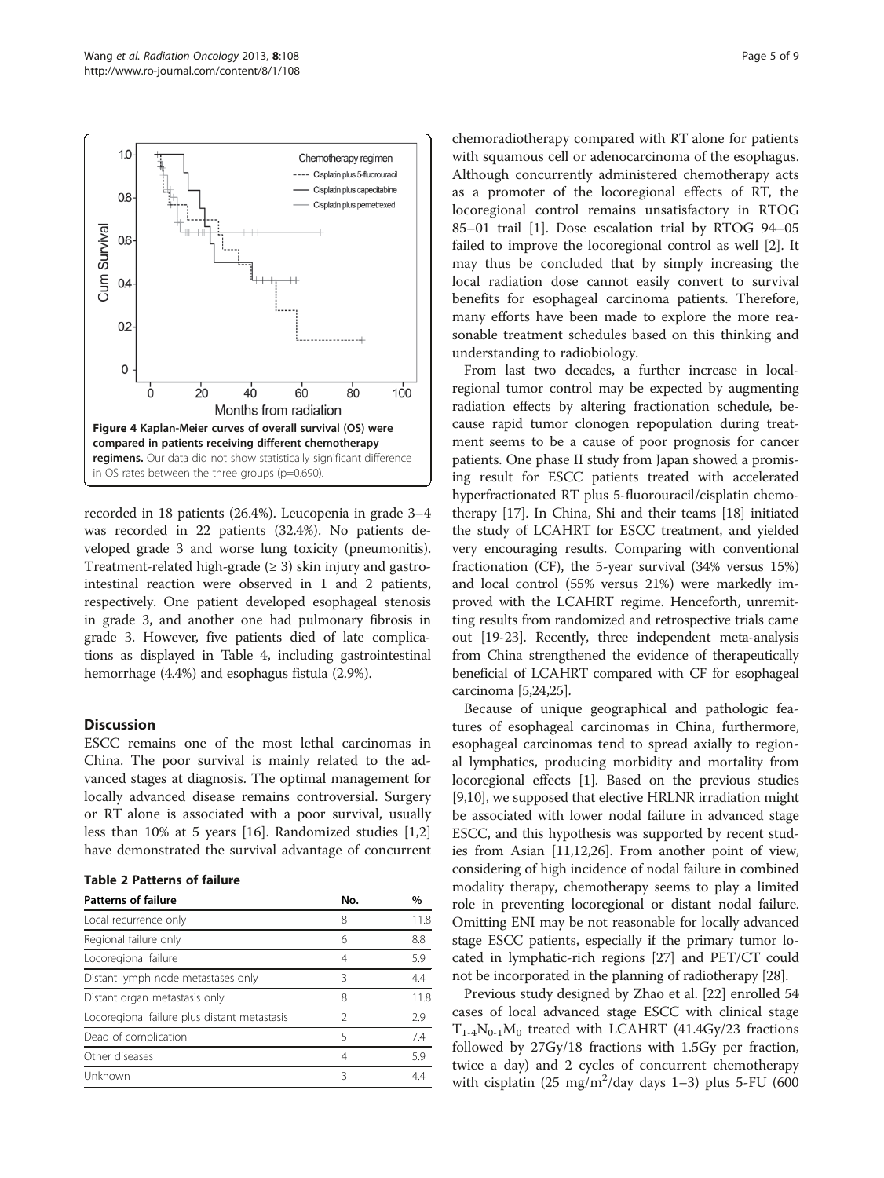Figure 4 Kaplan-Meier curves of overall survival (OS) were compared in patients receiving different chemotherapy regimens. Our data did not show statistically significant difference in OS rates between the three groups (p=0.690).

recorded in 18 patients (26.4%). Leucopenia in grade 3–4 was recorded in 22 patients (32.4%). No patients developed grade 3 and worse lung toxicity (pneumonitis). Treatment-related high-grade (≥ 3) skin injury and gastrointestinal reaction were observed in 1 and 2 patients, respectively. One patient developed esophageal stenosis in grade 3, and another one had pulmonary fibrosis in grade 3. However, five patients died of late complications as displayed in Table 4, including gastrointestinal hemorrhage (4.4%) and esophagus fistula (2.9%).

## Discussion

ESCC remains one of the most lethal carcinomas in China. The poor survival is mainly related to the advanced stages at diagnosis. The optimal management for locally advanced disease remains controversial. Surgery or RT alone is associated with a poor survival, usually less than 10% at 5 years [16]. Randomized studies [1,2] have demonstrated the survival advantage of concurrent chemoradiotherapy compared with RT alone for patients with squamous cell or adenocarcinoma of the esophagus. Although concurrently administered chemotherapy acts as a promoter of the locoregional effects of RT, the locoregional control remains unsatisfactory in RTOG 85–01 trail [1]. Dose escalation trial by RTOG 94–05 failed to improve the locoregional control as well [2]. It may thus be concluded that by simply increasing the local radiation dose cannot easily convert to survival benefits for esophageal carcinoma patients. Therefore, many efforts have been made to explore the more reasonable treatment schedules based on this thinking and understanding to radiobiology.

From last two decades, a further increase in local-regional tumor control may be expected by augmenting radiation effects by altering fractionation schedule, because rapid tumor clonogen repopulation during treatment seems to be a cause of poor prognosis for cancer patients. One phase II study from Japan showed a promising result for ESCC patients treated with accelerated hyperfractionated RT plus 5-fluorouracil/cisplatin chemotherapy [17]. In China, Shi and their teams [18] initiated the study of LCAHRT for ESCC treatment, and yielded very encouraging results. Comparing with conventional fractionation (CF), the 5-year survival (34% versus 15%) and local control (55% versus 21%) were markedly improved with the LCAHRT regime. Henceforth, unremitting results from randomized and retrospective trials came out [19-23]. Recently, three independent meta-analysis from China strengthened the evidence of therapeutically beneficial of LCAHRT compared with CF for esophageal carcinoma [5,24,25].

Because of unique geographical and pathologic features of esophageal carcinomas in China, furthermore, esophageal carcinomas tend to spread axially to regional lymphatics, producing morbidity and mortality from locoregional effects [1]. Based on the previous studies [9,10], we supposed that elective HRLNR irradiation might be associated with lower nodal failure in advanced stage ESCC, and this hypothesis was supported by recent studies from Asian [11,12,26]. From another point of view, considering of high incidence of nodal failure in combined modality therapy, chemotherapy seems to play a limited role in preventing locoregional or distant nodal failure. Omitting ENI may be not reasonable for locally advanced stage ESCC patients, especially if the primary tumor located in lymphatic-rich regions [27] and PET/CT could not be incorporated in the planning of radiotherapy [28].

Previous study designed by Zhao et al. [22] enrolled 54 cases of local advanced stage ESCC with clinical stage $T_{1\text{-}4}N_{0\text{-}1}M_0$ treated with LCAHRT (41.4Gy/23 fractions followed by 27Gy/18 fractions with 1.5Gy per fraction, twice a day) and 2 cycles of concurrent chemotherapy with cisplatin (25 mg/m$^2$/day days 1–3) plus 5-FU (600

**Table 2 Patterns of failure**

| Patterns of failure | No. | % |
|---|---|---|
| Local recurrence only | 8 | 11.8 |
| Regional failure only | 6 | 8.8 |
| Locoregional failure | 4 | 5.9 |
| Distant lymph node metastases only | 3 | 4.4 |
| Distant organ metastasis only | 8 | 11.8 |
| Locoregional failure plus distant metastasis | 2 | 2.9 |
| Dead of complication | 5 | 7.4 |
| Other diseases | 4 | 5.9 |
| Unknown | 3 | 4.4 |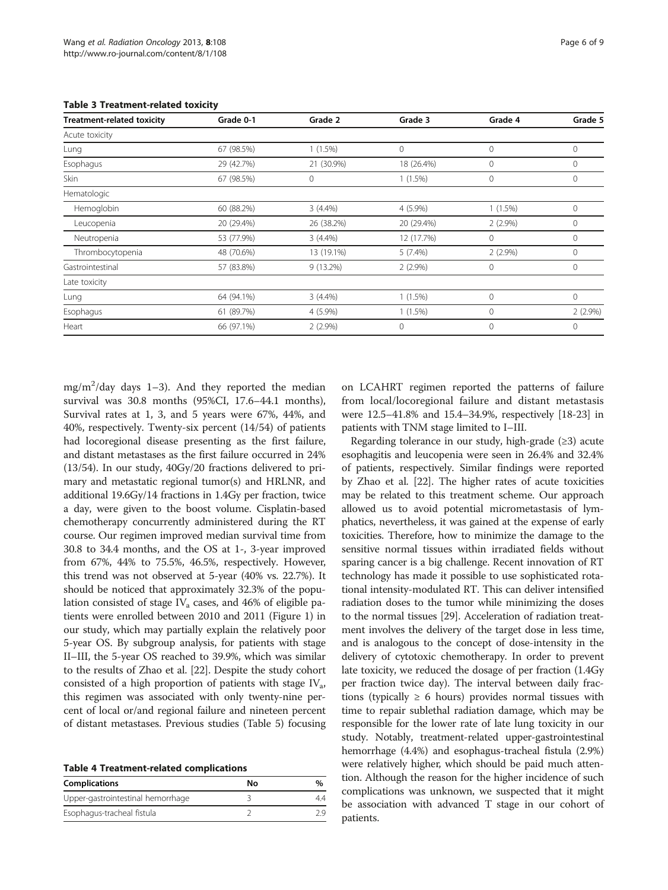**Table 3 Treatment-related toxicity**

| Treatment-related toxicity | Grade 0-1 | Grade 2 | Grade 3 | Grade 4 | Grade 5 |
|---|---|---|---|---|---|
| Acute toxicity | | | | | |
| Lung | 67 (98.5%) | 1 (1.5%) | 0 | 0 | 0 |
| Esophagus | 29 (42.7%) | 21 (30.9%) | 18 (26.4%) | 0 | 0 |
| Skin | 67 (98.5%) | 0 | 1 (1.5%) | 0 | 0 |
| Hematologic | | | | | |
| Hemoglobin | 60 (88.2%) | 3 (4.4%) | 4 (5.9%) | 1 (1.5%) | 0 |
| Leucopenia | 20 (29.4%) | 26 (38.2%) | 20 (29.4%) | 2 (2.9%) | 0 |
| Neutropenia | 53 (77.9%) | 3 (4.4%) | 12 (17.7%) | 0 | 0 |
| Thrombocytopenia | 48 (70.6%) | 13 (19.1%) | 5 (7.4%) | 2 (2.9%) | 0 |
| Gastrointestinal | 57 (83.8%) | 9 (13.2%) | 2 (2.9%) | 0 | 0 |
| Late toxicity | | | | | |
| Lung | 64 (94.1%) | 3 (4.4%) | 1 (1.5%) | 0 | 0 |
| Esophagus | 61 (89.7%) | 4 (5.9%) | 1 (1.5%) | 0 | 2 (2.9%) |
| Heart | 66 (97.1%) | 2 (2.9%) | 0 | 0 | 0 |

mg/m$^2$/day days 1–3). And they reported the median survival was 30.8 months (95%CI, 17.6–44.1 months), Survival rates at 1, 3, and 5 years were 67%, 44%, and 40%, respectively. Twenty-six percent (14/54) of patients had locoregional disease presenting as the first failure, and distant metastases as the first failure occurred in 24% (13/54). In our study, 40Gy/20 fractions delivered to primary and metastatic regional tumor(s) and HRLNR, and additional 19.6Gy/14 fractions in 1.4Gy per fraction, twice a day, were given to the boost volume. Cisplatin-based chemotherapy concurrently administered during the RT course. Our regimen improved median survival time from 30.8 to 34.4 months, and the OS at 1-, 3-year improved from 67%, 44% to 75.5%, 46.5%, respectively. However, this trend was not observed at 5-year (40% vs. 22.7%). It should be noticed that approximately 32.3% of the population consisted of stage $IV_a$ cases, and 46% of eligible patients were enrolled between 2010 and 2011 (Figure 1) in our study, which may partially explain the relatively poor 5-year OS. By subgroup analysis, for patients with stage II–III, the 5-year OS reached to 39.9%, which was similar to the results of Zhao et al. [22]. Despite the study cohort consisted of a high proportion of patients with stage $IV_a$, this regimen was associated with only twenty-nine percent of local or/and regional failure and nineteen percent of distant metastases. Previous studies (Table 5) focusing on LCAHRT regimen reported the patterns of failure from local/locoregional failure and distant metastasis were 12.5–41.8% and 15.4–34.9%, respectively [18-23] in patients with TNM stage limited to I–III.

Regarding tolerance in our study, high-grade (≥3) acute esophagitis and leucopenia were seen in 26.4% and 32.4% of patients, respectively. Similar findings were reported by Zhao et al. [22]. The higher rates of acute toxicities may be related to this treatment scheme. Our approach allowed us to avoid potential micrometastasis of lymphatics, nevertheless, it was gained at the expense of early toxicities. Therefore, how to minimize the damage to the sensitive normal tissues within irradiated fields without sparing cancer is a big challenge. Recent innovation of RT technology has made it possible to use sophisticated rotational intensity-modulated RT. This can deliver intensified radiation doses to the tumor while minimizing the doses to the normal tissues [29]. Acceleration of radiation treatment involves the delivery of the target dose in less time, and is analogous to the concept of dose-intensity in the delivery of cytotoxic chemotherapy. In order to prevent late toxicity, we reduced the dosage of per fraction (1.4Gy per fraction twice day). The interval between daily fractions (typically ≥ 6 hours) provides normal tissues with time to repair sublethal radiation damage, which may be responsible for the lower rate of late lung toxicity in our study. Notably, treatment-related upper-gastrointestinal hemorrhage (4.4%) and esophagus-tracheal fistula (2.9%) were relatively higher, which should be paid much attention. Although the reason for the higher incidence of such complications was unknown, we suspected that it might be association with advanced T stage in our cohort of patients.

**Table 4 Treatment-related complications**

| Complications | No | % |
|---|---|---|
| Upper-gastrointestinal hemorrhage | 3 | 4.4 |
| Esophagus-tracheal fistula | 2 | 2.9 |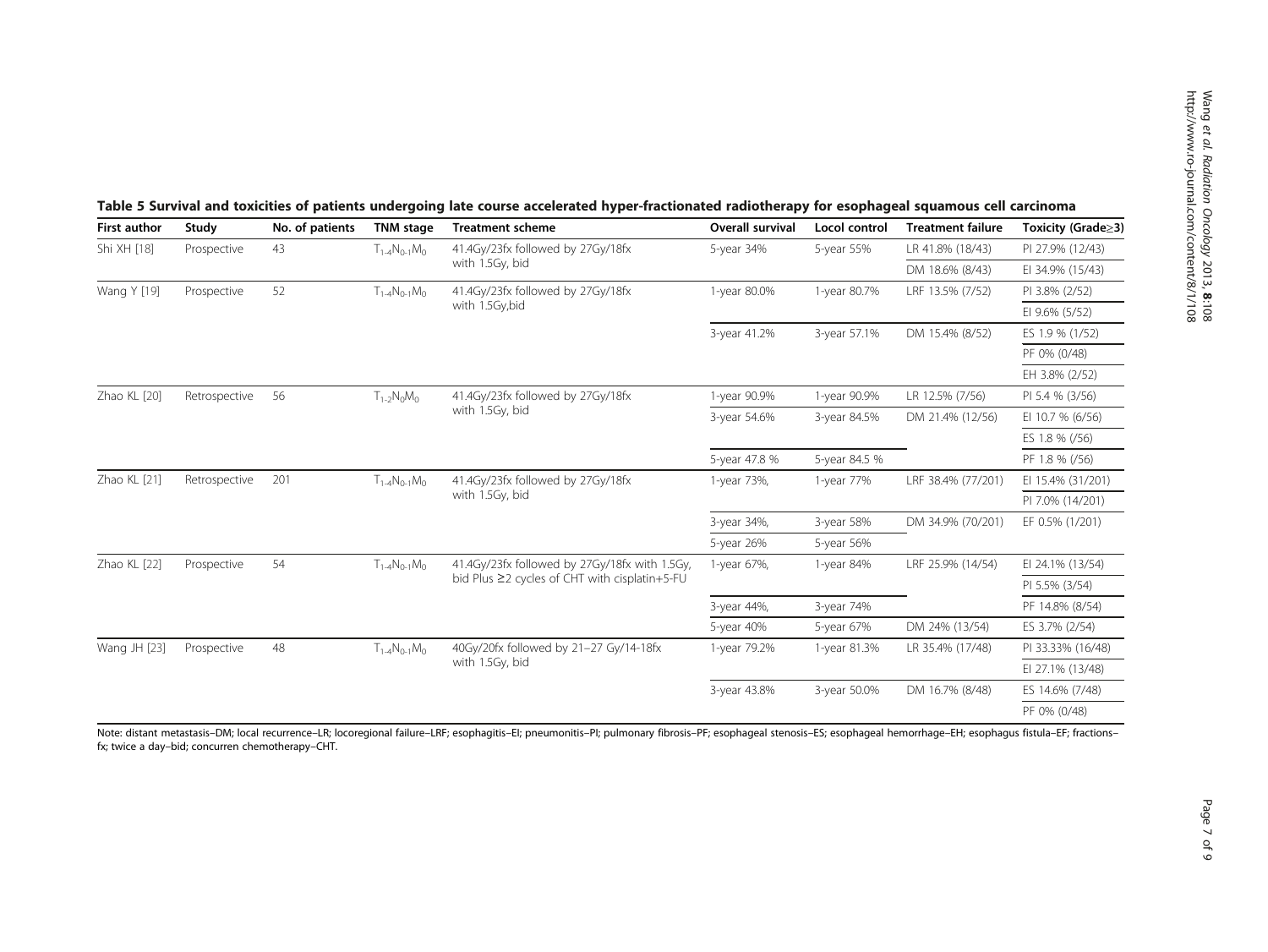**Table 5 Survival and toxicities of patients undergoing late course accelerated hyper-fractionated radiotherapy for esophageal squamous cell carcinoma**

| First author | Study | No. of patients | TNM stage | Treatment scheme | Overall survival | Locol control | Treatment failure | Toxicity (Grade≥3) |
|---|---|---|---|---|---|---|---|---|
| Shi XH [18] | Prospective | 43 | $T_{1-4}N_{0-1}M_0$ | 41.4Gy/23fx followed by 27Gy/18fx with 1.5Gy, bid | 5-year 34% | 5-year 55% | LR 41.8% (18/43) | PI 27.9% (12/43) |
| | | | | | | | DM 18.6% (8/43) | EI 34.9% (15/43) |
| Wang Y [19] | Prospective | 52 | $T_{1-4}N_{0-1}M_0$ | 41.4Gy/23fx followed by 27Gy/18fx with 1.5Gy,bid | 1-year 80.0% | 1-year 80.7% | LRF 13.5% (7/52) | PI 3.8% (2/52) |
| | | | | | | | | EI 9.6% (5/52) |
| | | | | | 3-year 41.2% | 3-year 57.1% | DM 15.4% (8/52) | ES 1.9 % (1/52) |
| | | | | | | | | PF 0% (0/48) |
| | | | | | | | | EH 3.8% (2/52) |
| Zhao KL [20] | Retrospective | 56 | $T_{1-2}N_0M_0$ | 41.4Gy/23fx followed by 27Gy/18fx with 1.5Gy, bid | 1-year 90.9% | 1-year 90.9% | LR 12.5% (7/56) | PI 5.4 % (3/56) |
| | | | | | 3-year 54.6% | 3-year 84.5% | DM 21.4% (12/56) | EI 10.7 % (6/56) |
| | | | | | | | | ES 1.8 % (/56) |
| | | | | | 5-year 47.8 % | 5-year 84.5 % | | PF 1.8 % (/56) |
| Zhao KL [21] | Retrospective | 201 | $T_{1-4}N_{0-1}M_0$ | 41.4Gy/23fx followed by 27Gy/18fx with 1.5Gy, bid | 1-year 73%, | 1-year 77% | LRF 38.4% (77/201) | EI 15.4% (31/201) |
| | | | | | | | | PI 7.0% (14/201) |
| | | | | | 3-year 34%, | 3-year 58% | DM 34.9% (70/201) | EF 0.5% (1/201) |
| | | | | | 5-year 26% | 5-year 56% | | |
| Zhao KL [22] | Prospective | 54 | $T_{1-4}N_{0-1}M_0$ | 41.4Gy/23fx followed by 27Gy/18fx with 1.5Gy, bid Plus ≥2 cycles of CHT with cisplatin+5-FU | 1-year 67%, | 1-year 84% | LRF 25.9% (14/54) | EI 24.1% (13/54) |
| | | | | | | | | PI 5.5% (3/54) |
| | | | | | 3-year 44%, | 3-year 74% | | PF 14.8% (8/54) |
| | | | | | 5-year 40% | 5-year 67% | DM 24% (13/54) | ES 3.7% (2/54) |
| Wang JH [23] | Prospective | 48 | $T_{1-4}N_{0-1}M_0$ | 40Gy/20fx followed by 21–27 Gy/14-18fx with 1.5Gy, bid | 1-year 79.2% | 1-year 81.3% | LR 35.4% (17/48) | PI 33.33% (16/48) |
| | | | | | | | | EI 27.1% (13/48) |
| | | | | | 3-year 43.8% | 3-year 50.0% | DM 16.7% (8/48) | ES 14.6% (7/48) |
| | | | | | | | | PF 0% (0/48) |

Note: distant metastasis–DM; local recurrence–LR; locoregional failure–LRF; esophagitis–EI; pneumonitis–PI; pulmonary fibrosis–PF; esophageal stenosis–ES; esophageal hemorrhage–EH; esophagus fistula–EF; fractions–fx; twice a day–bid; concurren chemotherapy–CHT.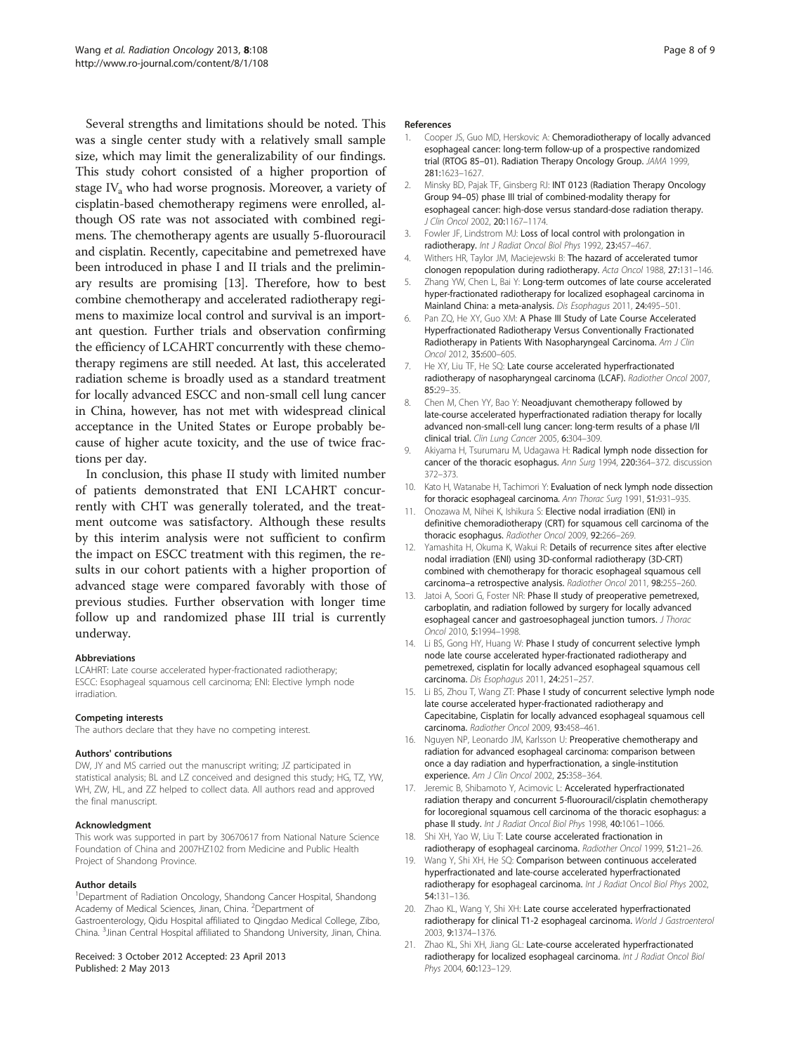Several strengths and limitations should be noted. This was a single center study with a relatively small sample size, which may limit the generalizability of our findings. This study cohort consisted of a higher proportion of stage $IV_a$ who had worse prognosis. Moreover, a variety of cisplatin-based chemotherapy regimens were enrolled, although OS rate was not associated with combined regimens. The chemotherapy agents are usually 5-fluorouracil and cisplatin. Recently, capecitabine and pemetrexed have been introduced in phase I and II trials and the preliminary results are promising [13]. Therefore, how to best combine chemotherapy and accelerated radiotherapy regimens to maximize local control and survival is an important question. Further trials and observation confirming the efficiency of LCAHRT concurrently with these chemotherapy regimens are still needed. At last, this accelerated radiation scheme is broadly used as a standard treatment for locally advanced ESCC and non-small cell lung cancer in China, however, has not met with widespread clinical acceptance in the United States or Europe probably because of higher acute toxicity, and the use of twice fractions per day.

In conclusion, this phase II study with limited number of patients demonstrated that ENI LCAHRT concurrently with CHT was generally tolerated, and the treatment outcome was satisfactory. Although these results by this interim analysis were not sufficient to confirm the impact on ESCC treatment with this regimen, the results in our cohort patients with a higher proportion of advanced stage were compared favorably with those of previous studies. Further observation with longer time follow up and randomized phase III trial is currently underway.

#### Abbreviations

LCAHRT: Late course accelerated hyper-fractionated radiotherapy; ESCC: Esophageal squamous cell carcinoma; ENI: Elective lymph node irradiation.

#### Competing interests

The authors declare that they have no competing interest.

#### Authors' contributions

DW, JY and MS carried out the manuscript writing; JZ participated in statistical analysis; BL and LZ conceived and designed this study; HG, TZ, YW, WH, ZW, HL, and ZZ helped to collect data. All authors read and approved the final manuscript.

#### Acknowledgment

This work was supported in part by 30670617 from National Nature Science Foundation of China and 2007HZ102 from Medicine and Public Health Project of Shandong Province.

#### Author details

[1]Department of Radiation Oncology, Shandong Cancer Hospital, Shandong Academy of Medical Sciences, Jinan, China. [2]Department of Gastroenterology, Qidu Hospital affiliated to Qingdao Medical College, Zibo, China. [3]Jinan Central Hospital affiliated to Shandong University, Jinan, China.

Received: 3 October 2012 Accepted: 23 April 2013
Published: 2 May 2013

#### References

1. Cooper JS, Guo MD, Herskovic A: **Chemoradiotherapy of locally advanced esophageal cancer: long-term follow-up of a prospective randomized trial (RTOG 85–01). Radiation Therapy Oncology Group.** *JAMA* 1999, **281:**1623–1627.
2. Minsky BD, Pajak TF, Ginsberg RJ: **INT 0123 (Radiation Therapy Oncology Group 94–05) phase III trial of combined-modality therapy for esophageal cancer: high-dose versus standard-dose radiation therapy.** *J Clin Oncol* 2002, **20:**1167–1174.
3. Fowler JF, Lindstrom MJ: **Loss of local control with prolongation in radiotherapy.** *Int J Radiat Oncol Biol Phys* 1992, **23:**457–467.
4. Withers HR, Taylor JM, Maciejewski B: **The hazard of accelerated tumor clonogen repopulation during radiotherapy.** *Acta Oncol* 1988, **27:**131–146.
5. Zhang YW, Chen L, Bai Y: **Long-term outcomes of late course accelerated hyper-fractionated radiotherapy for localized esophageal carcinoma in Mainland China: a meta-analysis.** *Dis Esophagus* 2011, **24:**495–501.
6. Pan ZQ, He XY, Guo XM: **A Phase III Study of Late Course Accelerated Hyperfractionated Radiotherapy Versus Conventionally Fractionated Radiotherapy in Patients With Nasopharyngeal Carcinoma.** *Am J Clin Oncol* 2012, **35:**600–605.
7. He XY, Liu TF, He SQ: **Late course accelerated hyperfractionated radiotherapy of nasopharyngeal carcinoma (LCAF).** *Radiother Oncol* 2007, **85:**29–35.
8. Chen M, Chen YY, Bao Y: **Neoadjuvant chemotherapy followed by late-course accelerated hyperfractionated radiation therapy for locally advanced non-small-cell lung cancer: long-term results of a phase I/II clinical trial.** *Clin Lung Cancer* 2005, **6:**304–309.
9. Akiyama H, Tsurumaru M, Udagawa H: **Radical lymph node dissection for cancer of the thoracic esophagus.** *Ann Surg* 1994, **220:**364–372. discussion 372–373.
10. Kato H, Watanabe H, Tachimori Y: **Evaluation of neck lymph node dissection for thoracic esophageal carcinoma.** *Ann Thorac Surg* 1991, **51:**931–935.
11. Onozawa M, Nihei K, Ishikura S: **Elective nodal irradiation (ENI) in definitive chemoradiotherapy (CRT) for squamous cell carcinoma of the thoracic esophagus.** *Radiother Oncol* 2009, **92:**266–269.
12. Yamashita H, Okuma K, Wakui R: **Details of recurrence sites after elective nodal irradiation (ENI) using 3D-conformal radiotherapy (3D-CRT) combined with chemotherapy for thoracic esophageal squamous cell carcinoma–a retrospective analysis.** *Radiother Oncol* 2011, **98:**255–260.
13. Jatoi A, Soori G, Foster NR: **Phase II study of preoperative pemetrexed, carboplatin, and radiation followed by surgery for locally advanced esophageal cancer and gastroesophageal junction tumors.** *J Thorac Oncol* 2010, **5:**1994–1998.
14. Li BS, Gong HY, Huang W: **Phase I study of concurrent selective lymph node late course accelerated hyper-fractionated radiotherapy and pemetrexed, cisplatin for locally advanced esophageal squamous cell carcinoma.** *Dis Esophagus* 2011, **24:**251–257.
15. Li BS, Zhou T, Wang ZT: **Phase I study of concurrent selective lymph node late course accelerated hyper-fractionated radiotherapy and Capecitabine, Cisplatin for locally advanced esophageal squamous cell carcinoma.** *Radiother Oncol* 2009, **93:**458–461.
16. Nguyen NP, Leonardo JM, Karlsson U: **Preoperative chemotherapy and radiation for advanced esophageal carcinoma: comparison between once a day radiation and hyperfractionation, a single-institution experience.** *Am J Clin Oncol* 2002, **25:**358–364.
17. Jeremic B, Shibamoto Y, Acimovic L: **Accelerated hyperfractionated radiation therapy and concurrent 5-fluorouracil/cisplatin chemotherapy for locoregional squamous cell carcinoma of the thoracic esophagus: a phase II study.** *Int J Radiat Oncol Biol Phys* 1998, **40:**1061–1066.
18. Shi XH, Yao W, Liu T: **Late course accelerated fractionation in radiotherapy of esophageal carcinoma.** *Radiother Oncol* 1999, **51:**21–26.
19. Wang Y, Shi XH, He SQ: **Comparison between continuous accelerated hyperfractionated and late-course accelerated hyperfractionated radiotherapy for esophageal carcinoma.** *Int J Radiat Oncol Biol Phys* 2002, **54:**131–136.
20. Zhao KL, Wang Y, Shi XH: **Late course accelerated hyperfractionated radiotherapy for clinical T1-2 esophageal carcinoma.** *World J Gastroenterol* 2003, **9:**1374–1376.
21. Zhao KL, Shi XH, Jiang GL: **Late-course accelerated hyperfractionated radiotherapy for localized esophageal carcinoma.** *Int J Radiat Oncol Biol Phys* 2004, **60:**123–129.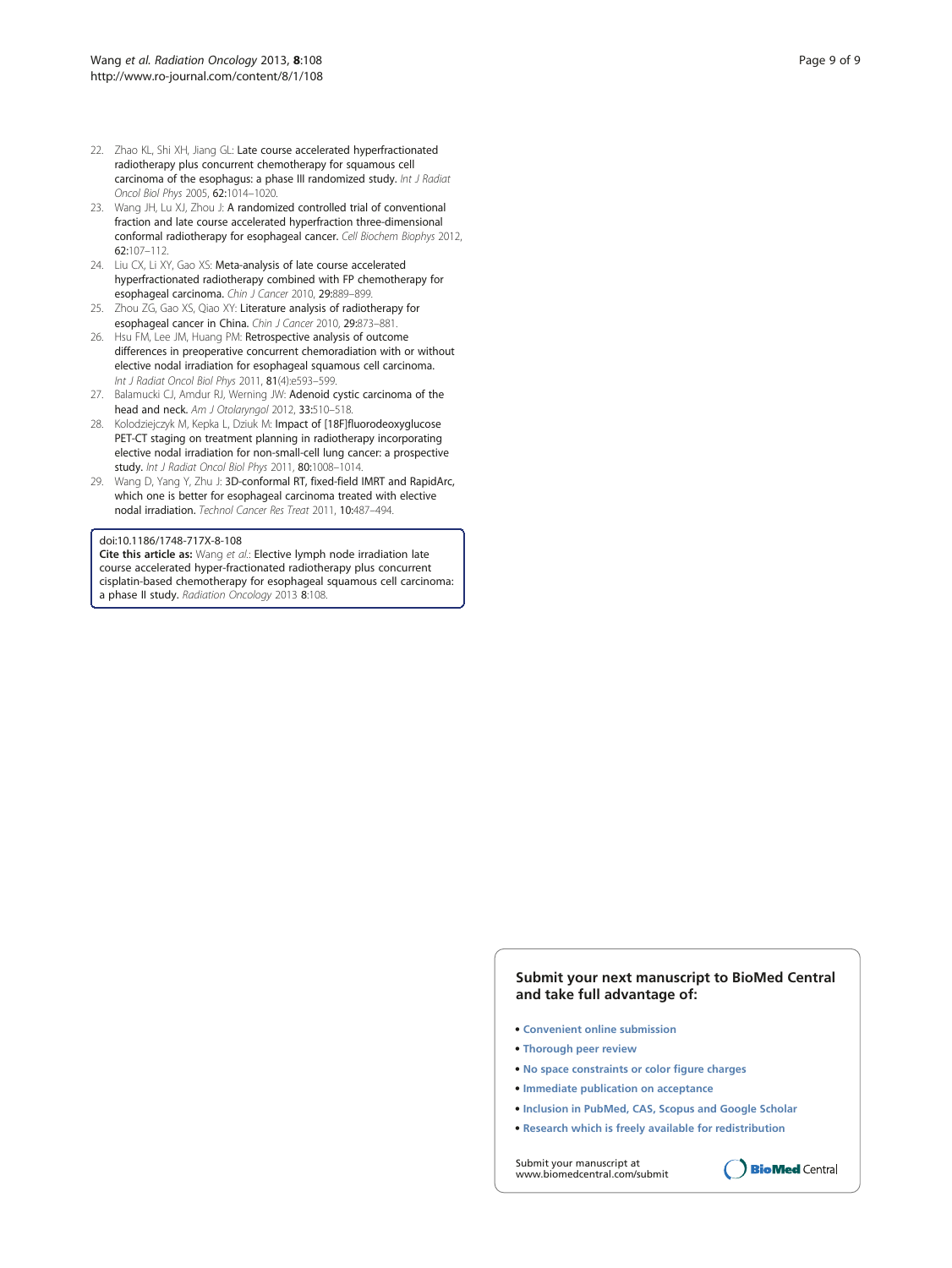22. Zhao KL, Shi XH, Jiang GL: Late course accelerated hyperfractionated radiotherapy plus concurrent chemotherapy for squamous cell carcinoma of the esophagus: a phase III randomized study. *Int J Radiat Oncol Biol Phys* 2005, **62**:1014–1020.
23. Wang JH, Lu XJ, Zhou J: A randomized controlled trial of conventional fraction and late course accelerated hyperfraction three-dimensional conformal radiotherapy for esophageal cancer. *Cell Biochem Biophys* 2012, **62**:107–112.
24. Liu CX, Li XY, Gao XS: Meta-analysis of late course accelerated hyperfractionated radiotherapy combined with FP chemotherapy for esophageal carcinoma. *Chin J Cancer* 2010, **29**:889–899.
25. Zhou ZG, Gao XS, Qiao XY: Literature analysis of radiotherapy for esophageal cancer in China. *Chin J Cancer* 2010, **29**:873–881.
26. Hsu FM, Lee JM, Huang PM: Retrospective analysis of outcome differences in preoperative concurrent chemoradiation with or without elective nodal irradiation for esophageal squamous cell carcinoma. *Int J Radiat Oncol Biol Phys* 2011, **81**(4):e593–599.
27. Balamucki CJ, Amdur RJ, Werning JW: Adenoid cystic carcinoma of the head and neck. *Am J Otolaryngol* 2012, **33**:510–518.
28. Kolodziejczyk M, Kepka L, Dziuk M: Impact of [18F]fluorodeoxyglucose PET-CT staging on treatment planning in radiotherapy incorporating elective nodal irradiation for non-small-cell lung cancer: a prospective study. *Int J Radiat Oncol Biol Phys* 2011, **80**:1008–1014.
29. Wang D, Yang Y, Zhu J: 3D-conformal RT, fixed-field IMRT and RapidArc, which one is better for esophageal carcinoma treated with elective nodal irradiation. *Technol Cancer Res Treat* 2011, **10**:487–494.

doi:10.1186/1748-717X-8-108
**Cite this article as:** Wang *et al.*: Elective lymph node irradiation late course accelerated hyper-fractionated radiotherapy plus concurrent cisplatin-based chemotherapy for esophageal squamous cell carcinoma: a phase II study. *Radiation Oncology* 2013 **8**:108.

**Submit your next manuscript to BioMed Central and take full advantage of:**

- **Convenient online submission**
- **Thorough peer review**
- **No space constraints or color figure charges**
- **Immediate publication on acceptance**
- **Inclusion in PubMed, CAS, Scopus and Google Scholar**
- **Research which is freely available for redistribution**

Submit your manuscript at
www.biomedcentral.com/submit

BioMed Central